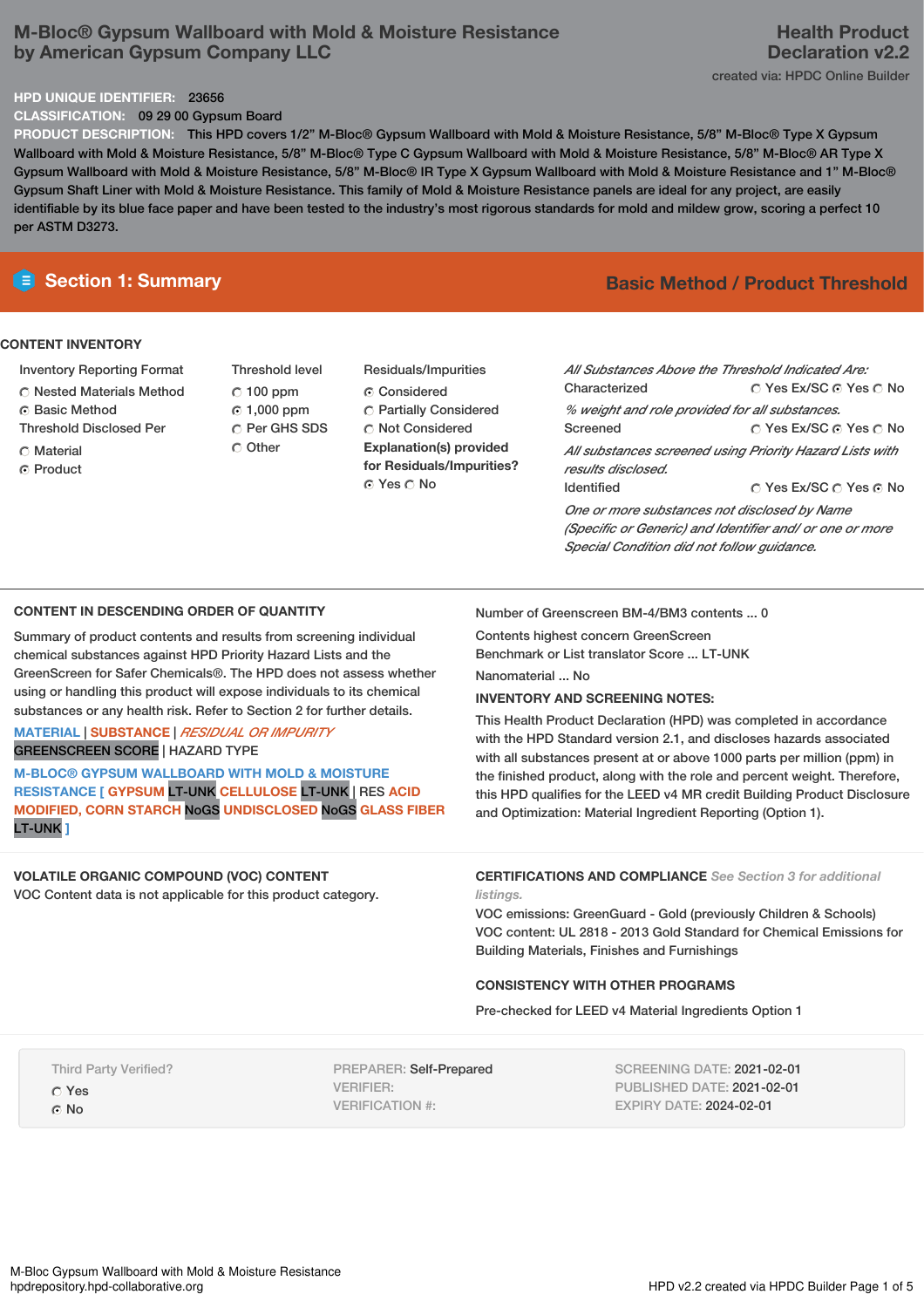# M-Bloc® Gypsum Wallboard with Mold & Moisture Resistance by American Gypsum Company LLC

**Health Product Declaration v2.2**

created via: HPDC Online Builder

**HPD UNIQUE IDENTIFIER:** 23656

**CLASSIFICATION:** 09 29 00 Gypsum Board

**PRODUCT DESCRIPTION:** This HPD covers 1/2" M-Bloc® Gypsum Wallboard with Mold & Moisture Resistance, 5/8" M-Bloc® Type X Gypsum Wallboard with Mold & Moisture Resistance, 5/8" M-Bloc® Type C Gypsum Wallboard with Mold & Moisture Resistance, 5/8" M-Bloc® AR Type X Gypsum Wallboard with Mold & Moisture Resistance, 5/8" M-Bloc® IR Type X Gypsum Wallboard with Mold & Moisture Resistance and 1" M-Bloc® Gypsum Shaft Liner with Mold & Moisture Resistance. This family of Mold & Moisture Resistance panels are ideal for any project, are easily identifiable by its blue face paper and have been tested to the industry's most rigorous standards for mold and mildew grow, scoring a perfect 10 per ASTM D3273.

## Section 1: Summary

**Basic Method / Product Threshold**

### CONTENT INVENTORY

**Inventory Reporting Format**
- ○ Nested Materials Method
- ● Basic Method

**Threshold Disclosed Per**
- ○ Material
- ● Product

**Threshold level**
- ○ 100 ppm
- ● 1,000 ppm
- ○ Per GHS SDS
- ○ Other

**Residuals/Impurities**
- ● Considered
- ○ Partially Considered
- ○ Not Considered

**Explanation(s) provided for Residuals/Impurities?**
- ● Yes ○ No

*All Substances Above the Threshold Indicated Are:*

Characterized: ○ Yes Ex/SC ● Yes ○ No

*% weight and role provided for all substances.*

Screened: ○ Yes Ex/SC ● Yes ○ No

*All substances screened using Priority Hazard Lists with results disclosed.*

Identified: ○ Yes Ex/SC ○ Yes ● No

*One or more substances not disclosed by Name (Specific or Generic) and Identifier and/ or one or more Special Condition did not follow guidance.*

### CONTENT IN DESCENDING ORDER OF QUANTITY

Summary of product contents and results from screening individual chemical substances against HPD Priority Hazard Lists and the GreenScreen for Safer Chemicals®. The HPD does not assess whether using or handling this product will expose individuals to its chemical substances or any health risk. Refer to Section 2 for further details.

MATERIAL | SUBSTANCE | *RESIDUAL OR IMPURITY*
GREENSCREEN SCORE | HAZARD TYPE

**M-BLOC® GYPSUM WALLBOARD WITH MOLD & MOISTURE RESISTANCE [ GYPSUM** LT-UNK **CELLULOSE** LT-UNK | RES **ACID MODIFIED, CORN STARCH** NoGS **UNDISCLOSED** NoGS **GLASS FIBER** LT-UNK **]**

Number of Greenscreen BM-4/BM3 contents ... 0

Contents highest concern GreenScreen Benchmark or List translator Score ... LT-UNK

Nanomaterial ... No

**INVENTORY AND SCREENING NOTES:**

This Health Product Declaration (HPD) was completed in accordance with the HPD Standard version 2.1, and discloses hazards associated with all substances present at or above 1000 parts per million (ppm) in the finished product, along with the role and percent weight. Therefore, this HPD qualifies for the LEED v4 MR credit Building Product Disclosure and Optimization: Material Ingredient Reporting (Option 1).

### VOLATILE ORGANIC COMPOUND (VOC) CONTENT

VOC Content data is not applicable for this product category.

### CERTIFICATIONS AND COMPLIANCE

*See Section 3 for additional listings.*

VOC emissions: GreenGuard - Gold (previously Children & Schools)
VOC content: UL 2818 - 2013 Gold Standard for Chemical Emissions for Building Materials, Finishes and Furnishings

### CONSISTENCY WITH OTHER PROGRAMS

Pre-checked for LEED v4 Material Ingredients Option 1

Third Party Verified?
- ○ Yes
- ● No

PREPARER: Self-Prepared
VERIFIER:
VERIFICATION #:

SCREENING DATE: 2021-02-01
PUBLISHED DATE: 2021-02-01
EXPIRY DATE: 2024-02-01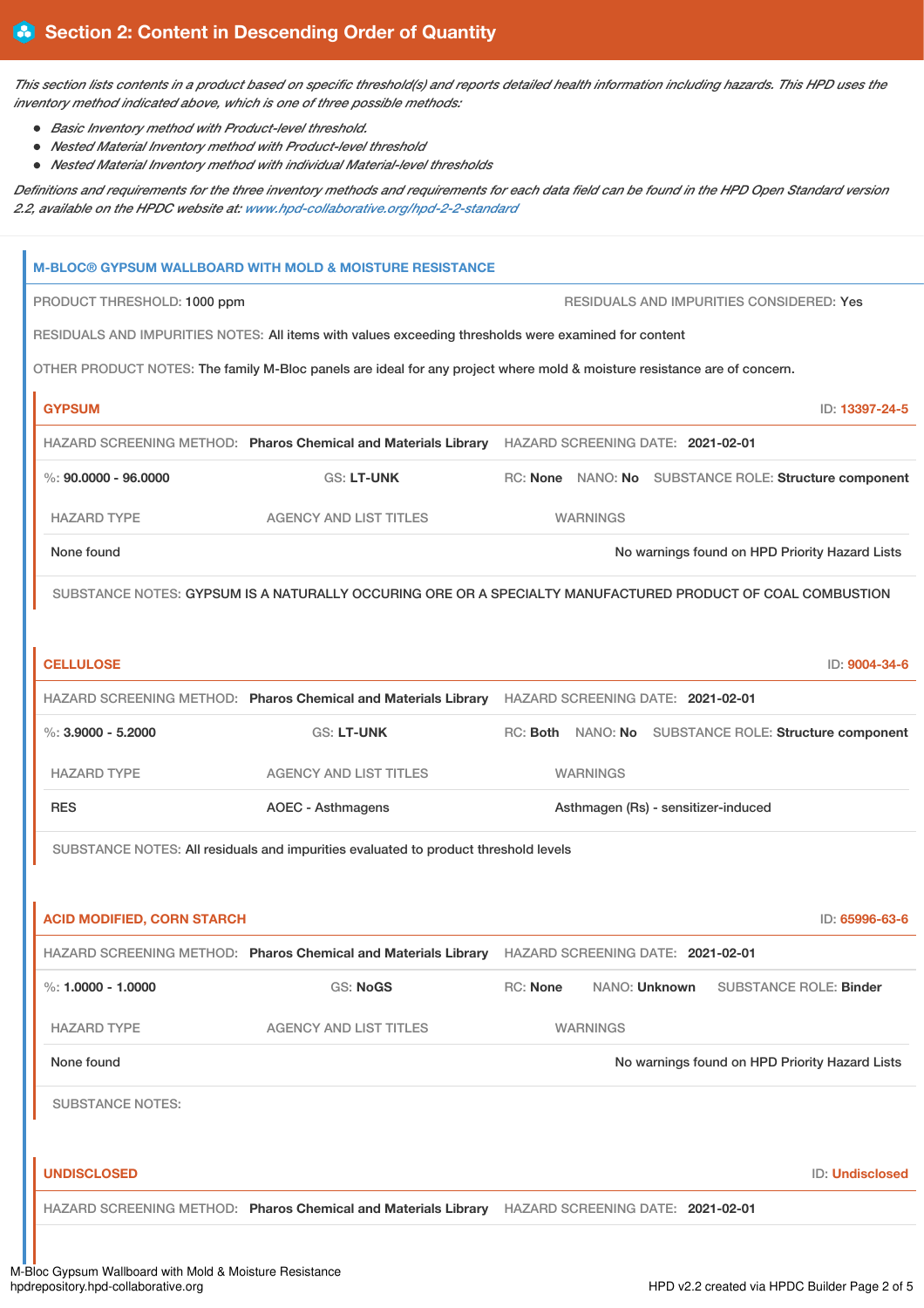## Section 2: Content in Descending Order of Quantity

*This section lists contents in a product based on specific threshold(s) and reports detailed health information including hazards. This HPD uses the inventory method indicated above, which is one of three possible methods:*

- *Basic Inventory method with Product-level threshold.*
- *Nested Material Inventory method with Product-level threshold*
- *Nested Material Inventory method with individual Material-level thresholds*

*Definitions and requirements for the three inventory methods and requirements for each data field can be found in the HPD Open Standard version 2.2, available on the HPDC website at: www.hpd-collaborative.org/hpd-2-2-standard*

### M-BLOC® GYPSUM WALLBOARD WITH MOLD & MOISTURE RESISTANCE

PRODUCT THRESHOLD: **1000 ppm**

RESIDUALS AND IMPURITIES CONSIDERED: **Yes**

RESIDUALS AND IMPURITIES NOTES: All items with values exceeding thresholds were examined for content

OTHER PRODUCT NOTES: The family M-Bloc panels are ideal for any project where mold & moisture resistance are of concern.

#### GYPSUM

ID: 13397-24-5

HAZARD SCREENING METHOD: **Pharos Chemical and Materials Library** HAZARD SCREENING DATE: **2021-02-01**

%: **90.0000 - 96.0000** GS: **LT-UNK** RC: **None** NANO: **No** SUBSTANCE ROLE: **Structure component**

| HAZARD TYPE | AGENCY AND LIST TITLES | WARNINGS |
|---|---|---|
| None found | | No warnings found on HPD Priority Hazard Lists |

SUBSTANCE NOTES: GYPSUM IS A NATURALLY OCCURING ORE OR A SPECIALTY MANUFACTURED PRODUCT OF COAL COMBUSTION

#### CELLULOSE

ID: 9004-34-6

HAZARD SCREENING METHOD: **Pharos Chemical and Materials Library** HAZARD SCREENING DATE: **2021-02-01**

%: **3.9000 - 5.2000** GS: **LT-UNK** RC: **Both** NANO: **No** SUBSTANCE ROLE: **Structure component**

| HAZARD TYPE | AGENCY AND LIST TITLES | WARNINGS |
|---|---|---|
| RES | AOEC - Asthmagens | Asthmagen (Rs) - sensitizer-induced |

SUBSTANCE NOTES: All residuals and impurities evaluated to product threshold levels

#### ACID MODIFIED, CORN STARCH

ID: 65996-63-6

HAZARD SCREENING METHOD: **Pharos Chemical and Materials Library** HAZARD SCREENING DATE: **2021-02-01**

%: **1.0000 - 1.0000** GS: **NoGS** RC: **None** NANO: **Unknown** SUBSTANCE ROLE: **Binder**

| HAZARD TYPE | AGENCY AND LIST TITLES | WARNINGS |
|---|---|---|
| None found | | No warnings found on HPD Priority Hazard Lists |

SUBSTANCE NOTES:

#### UNDISCLOSED

ID: Undisclosed

HAZARD SCREENING METHOD: **Pharos Chemical and Materials Library** HAZARD SCREENING DATE: **2021-02-01**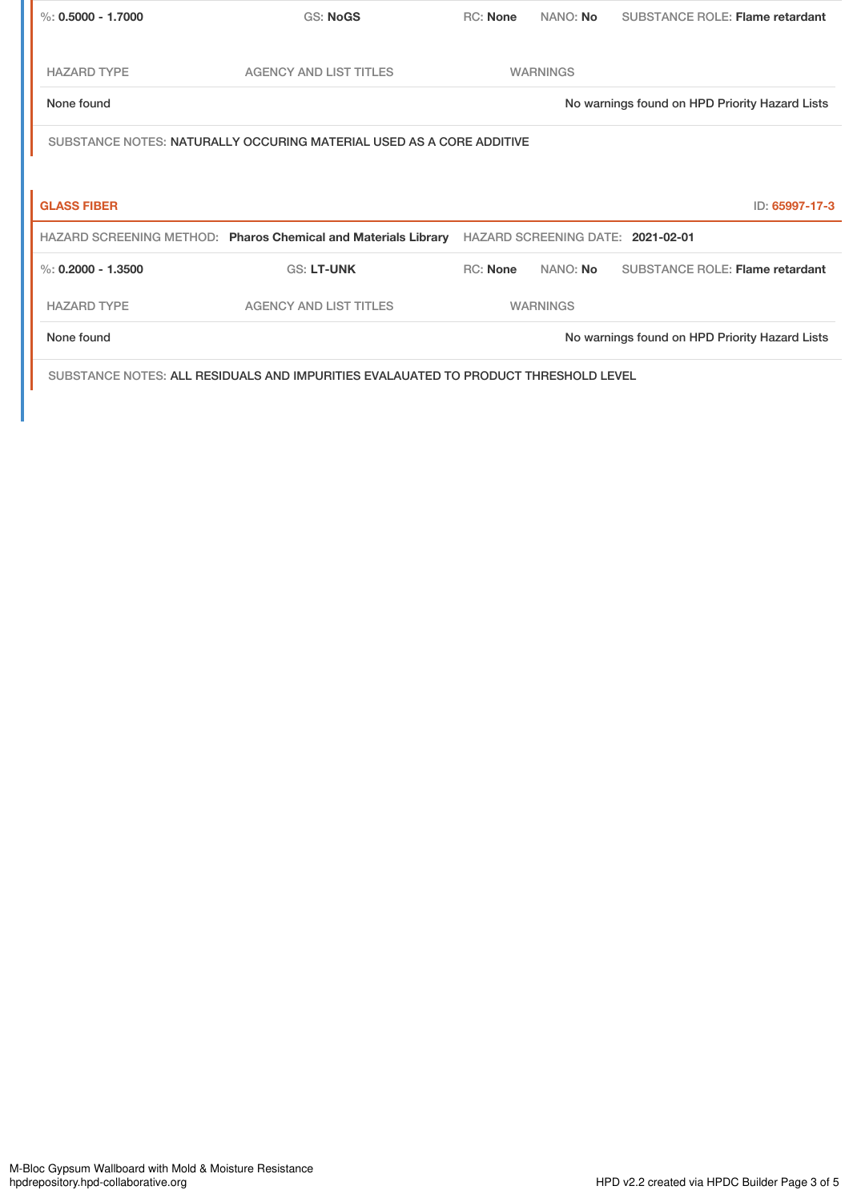%: **0.5000 - 1.7000** GS: **NoGS** RC: **None** NANO: **No** SUBSTANCE ROLE: **Flame retardant**

| HAZARD TYPE | AGENCY AND LIST TITLES | WARNINGS |
| --- | --- | --- |
| None found | | No warnings found on HPD Priority Hazard Lists |

SUBSTANCE NOTES: NATURALLY OCCURING MATERIAL USED AS A CORE ADDITIVE

## GLASS FIBER

ID: 65997-17-3

HAZARD SCREENING METHOD: **Pharos Chemical and Materials Library** HAZARD SCREENING DATE: **2021-02-01**

%: **0.2000 - 1.3500** GS: **LT-UNK** RC: **None** NANO: **No** SUBSTANCE ROLE: **Flame retardant**

| HAZARD TYPE | AGENCY AND LIST TITLES | WARNINGS |
| --- | --- | --- |
| None found | | No warnings found on HPD Priority Hazard Lists |

SUBSTANCE NOTES: ALL RESIDUALS AND IMPURITIES EVALAUATED TO PRODUCT THRESHOLD LEVEL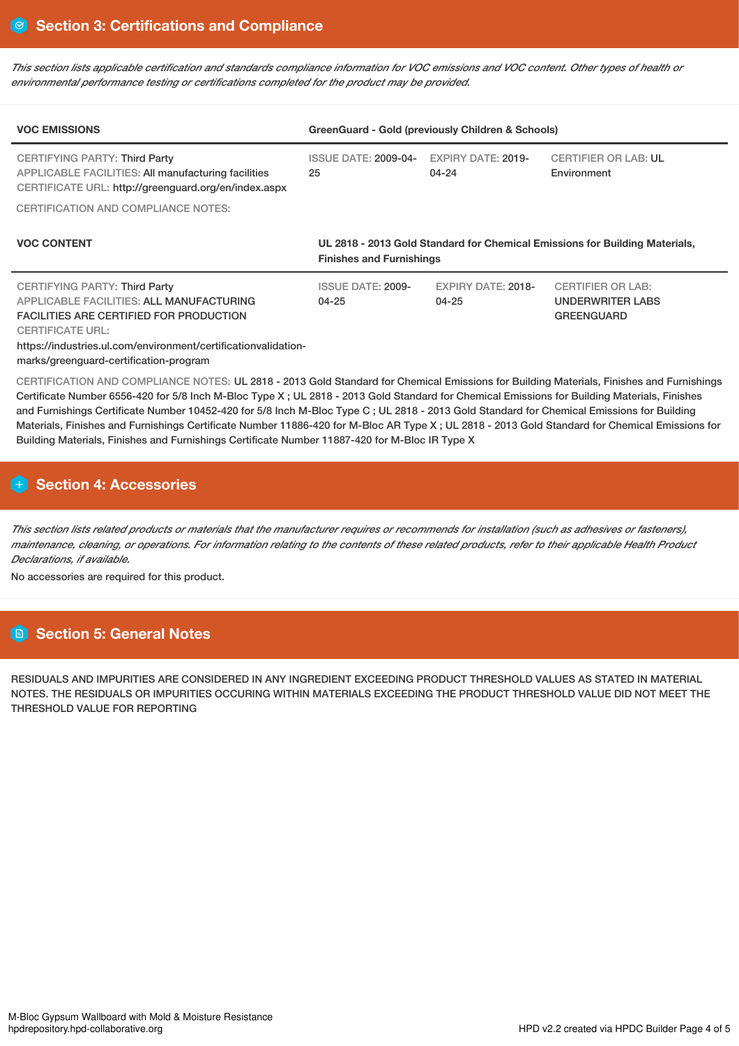## Section 3: Certifications and Compliance

*This section lists applicable certification and standards compliance information for VOC emissions and VOC content. Other types of health or environmental performance testing or certifications completed for the product may be provided.*

| VOC EMISSIONS | GreenGuard - Gold (previously Children & Schools) | | |
|---|---|---|---|
| CERTIFYING PARTY: Third Party<br>APPLICABLE FACILITIES: All manufacturing facilities<br>CERTIFICATE URL: http://greenguard.org/en/index.aspx | ISSUE DATE: 2009-04-25 | EXPIRY DATE: 2019-04-24 | CERTIFIER OR LAB: UL Environment |

CERTIFICATION AND COMPLIANCE NOTES:

| VOC CONTENT | UL 2818 - 2013 Gold Standard for Chemical Emissions for Building Materials, Finishes and Furnishings | | |
|---|---|---|---|
| CERTIFYING PARTY: Third Party<br>APPLICABLE FACILITIES: ALL MANUFACTURING FACILITIES ARE CERTIFIED FOR PRODUCTION<br>CERTIFICATE URL: https://industries.ul.com/environment/certificationvalidation-marks/greenguard-certification-program | ISSUE DATE: 2009-04-25 | EXPIRY DATE: 2018-04-25 | CERTIFIER OR LAB: UNDERWRITER LABS GREENGUARD |

CERTIFICATION AND COMPLIANCE NOTES: UL 2818 - 2013 Gold Standard for Chemical Emissions for Building Materials, Finishes and Furnishings Certificate Number 6556-420 for 5/8 Inch M-Bloc Type X ; UL 2818 - 2013 Gold Standard for Chemical Emissions for Building Materials, Finishes and Furnishings Certificate Number 10452-420 for 5/8 Inch M-Bloc Type C ; UL 2818 - 2013 Gold Standard for Chemical Emissions for Building Materials, Finishes and Furnishings Certificate Number 11886-420 for M-Bloc AR Type X ; UL 2818 - 2013 Gold Standard for Chemical Emissions for Building Materials, Finishes and Furnishings Certificate Number 11887-420 for M-Bloc IR Type X

## Section 4: Accessories

*This section lists related products or materials that the manufacturer requires or recommends for installation (such as adhesives or fasteners), maintenance, cleaning, or operations. For information relating to the contents of these related products, refer to their applicable Health Product Declarations, if available.*

No accessories are required for this product.

## Section 5: General Notes

RESIDUALS AND IMPURITIES ARE CONSIDERED IN ANY INGREDIENT EXCEEDING PRODUCT THRESHOLD VALUES AS STATED IN MATERIAL NOTES. THE RESIDUALS OR IMPURITIES OCCURING WITHIN MATERIALS EXCEEDING THE PRODUCT THRESHOLD VALUE DID NOT MEET THE THRESHOLD VALUE FOR REPORTING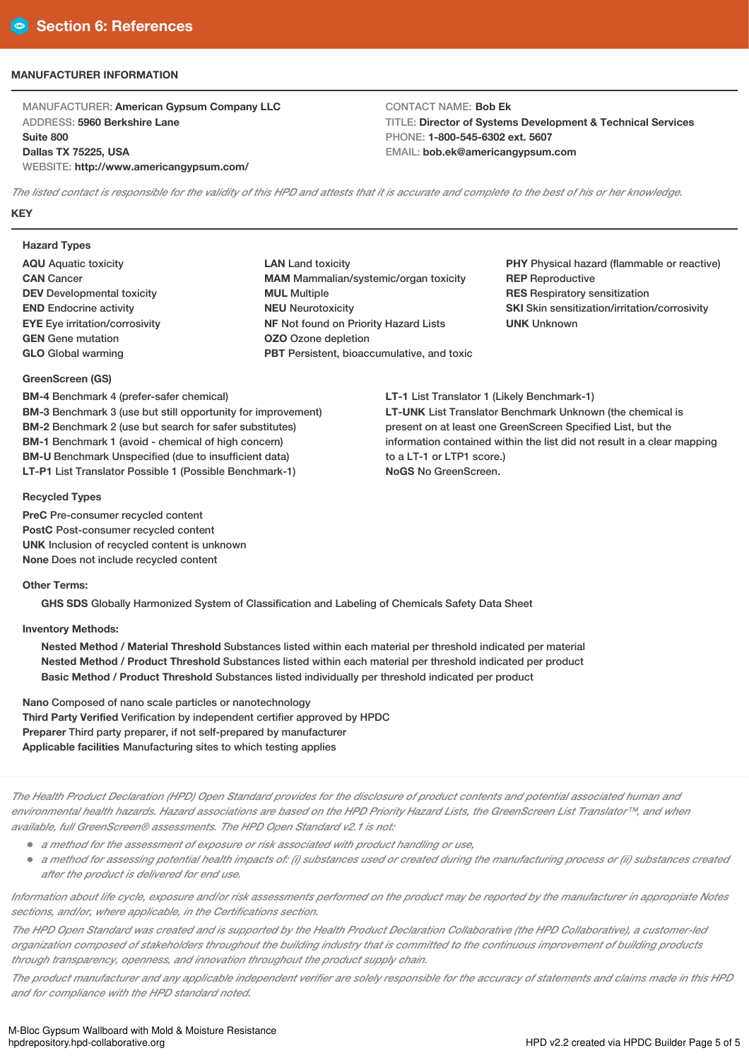# Section 6: References

## MANUFACTURER INFORMATION

MANUFACTURER: **American Gypsum Company LLC**
ADDRESS: **5960 Berkshire Lane**
**Suite 800**
**Dallas TX 75225, USA**
WEBSITE: **http://www.americangypsum.com/**

CONTACT NAME: **Bob Ek**
TITLE: **Director of Systems Development & Technical Services**
PHONE: **1-800-545-6302 ext. 5607**
EMAIL: **bob.ek@americangypsum.com**

*The listed contact is responsible for the validity of this HPD and attests that it is accurate and complete to the best of his or her knowledge.*

## KEY

### Hazard Types

**AQU** Aquatic toxicity
**CAN** Cancer
**DEV** Developmental toxicity
**END** Endocrine activity
**EYE** Eye irritation/corrosivity
**GEN** Gene mutation
**GLO** Global warming
**LAN** Land toxicity
**MAM** Mammalian/systemic/organ toxicity
**MUL** Multiple
**NEU** Neurotoxicity
**NF** Not found on Priority Hazard Lists
**OZO** Ozone depletion
**PBT** Persistent, bioaccumulative, and toxic
**PHY** Physical hazard (flammable or reactive)
**REP** Reproductive
**RES** Respiratory sensitization
**SKI** Skin sensitization/irritation/corrosivity
**UNK** Unknown

### GreenScreen (GS)

**BM-4** Benchmark 4 (prefer-safer chemical)
**BM-3** Benchmark 3 (use but still opportunity for improvement)
**BM-2** Benchmark 2 (use but search for safer substitutes)
**BM-1** Benchmark 1 (avoid - chemical of high concern)
**BM-U** Benchmark Unspecified (due to insufficient data)
**LT-P1** List Translator Possible 1 (Possible Benchmark-1)
**LT-1** List Translator 1 (Likely Benchmark-1)
**LT-UNK** List Translator Benchmark Unknown (the chemical is present on at least one GreenScreen Specified List, but the information contained within the list did not result in a clear mapping to a LT-1 or LTP1 score.)
**NoGS** No GreenScreen.

### Recycled Types

**PreC** Pre-consumer recycled content
**PostC** Post-consumer recycled content
**UNK** Inclusion of recycled content is unknown
**None** Does not include recycled content

### Other Terms:

**GHS SDS** Globally Harmonized System of Classification and Labeling of Chemicals Safety Data Sheet

### Inventory Methods:

**Nested Method / Material Threshold** Substances listed within each material per threshold indicated per material
**Nested Method / Product Threshold** Substances listed within each material per threshold indicated per product
**Basic Method / Product Threshold** Substances listed individually per threshold indicated per product

**Nano** Composed of nano scale particles or nanotechnology
**Third Party Verified** Verification by independent certifier approved by HPDC
**Preparer** Third party preparer, if not self-prepared by manufacturer
**Applicable facilities** Manufacturing sites to which testing applies

*The Health Product Declaration (HPD) Open Standard provides for the disclosure of product contents and potential associated human and environmental health hazards. Hazard associations are based on the HPD Priority Hazard Lists, the GreenScreen List Translator™, and when available, full GreenScreen® assessments. The HPD Open Standard v2.1 is not:*

- *a method for the assessment of exposure or risk associated with product handling or use,*
- *a method for assessing potential health impacts of: (i) substances used or created during the manufacturing process or (ii) substances created after the product is delivered for end use.*

*Information about life cycle, exposure and/or risk assessments performed on the product may be reported by the manufacturer in appropriate Notes sections, and/or, where applicable, in the Certifications section.*

*The HPD Open Standard was created and is supported by the Health Product Declaration Collaborative (the HPD Collaborative), a customer-led organization composed of stakeholders throughout the building industry that is committed to the continuous improvement of building products through transparency, openness, and innovation throughout the product supply chain.*

*The product manufacturer and any applicable independent verifier are solely responsible for the accuracy of statements and claims made in this HPD and for compliance with the HPD standard noted.*